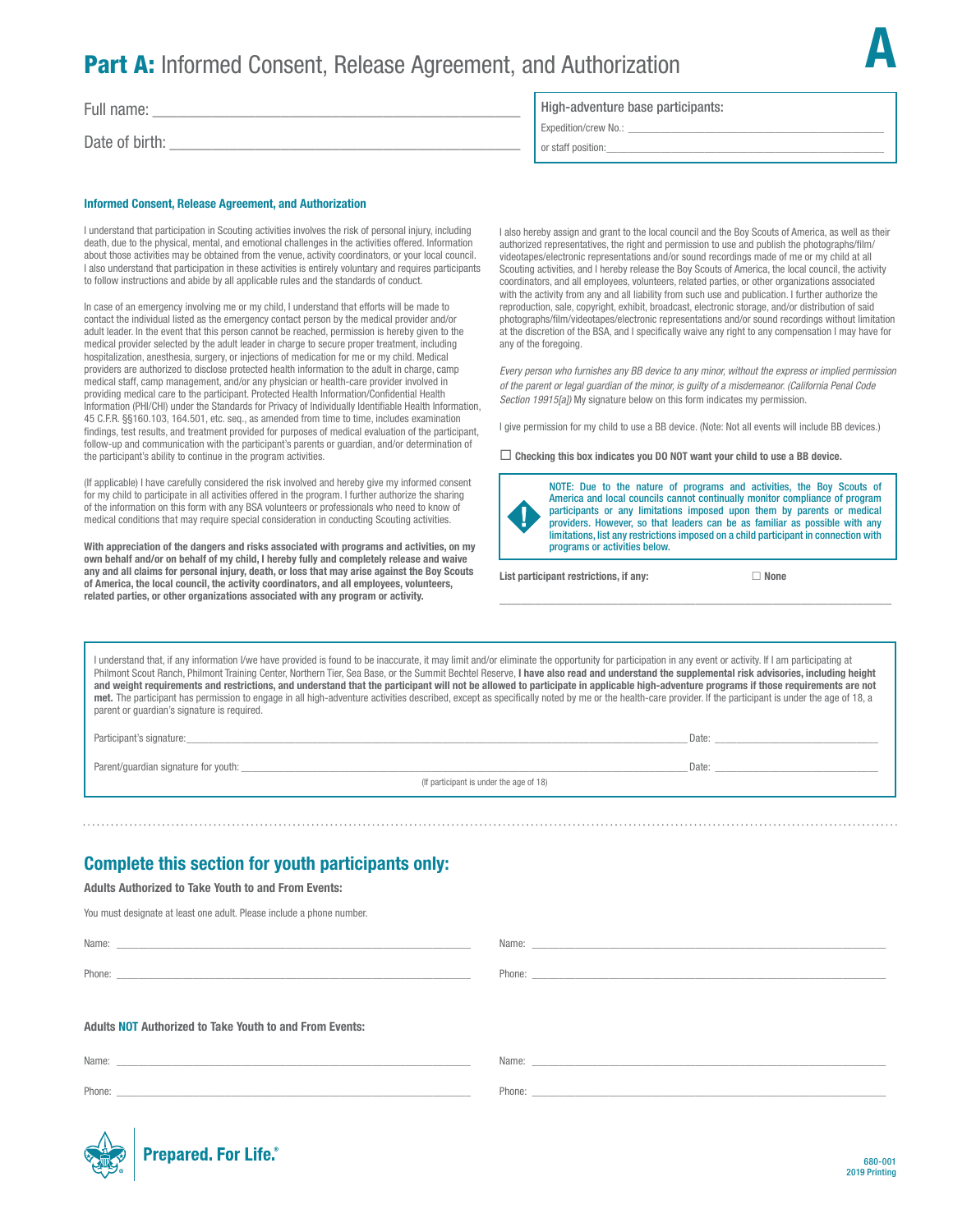# Part A: Informed Consent, Release Agreement, and Authorization

A

Full name: ______________________________________________

Date of birth: ______________________________________________

**High-adventure base participants:**

Expedition/crew No.: ______________________________________________

or staff position: ______________________________________________

### Informed Consent, Release Agreement, and Authorization

I understand that participation in Scouting activities involves the risk of personal injury, including death, due to the physical, mental, and emotional challenges in the activities offered. Information about those activities may be obtained from the venue, activity coordinators, or your local council. I also understand that participation in these activities is entirely voluntary and requires participants to follow instructions and abide by all applicable rules and the standards of conduct.

In case of an emergency involving me or my child, I understand that efforts will be made to contact the individual listed as the emergency contact person by the medical provider and/or adult leader. In the event that this person cannot be reached, permission is hereby given to the medical provider selected by the adult leader in charge to secure proper treatment, including hospitalization, anesthesia, surgery, or injections of medication for me or my child. Medical providers are authorized to disclose protected health information to the adult in charge, camp medical staff, camp management, and/or any physician or health-care provider involved in providing medical care to the participant. Protected Health Information/Confidential Health Information (PHI/CHI) under the Standards for Privacy of Individually Identifiable Health Information, 45 C.F.R. §§160.103, 164.501, etc. seq., as amended from time to time, includes examination findings, test results, and treatment provided for purposes of medical evaluation of the participant, follow-up and communication with the participant's parents or guardian, and/or determination of the participant's ability to continue in the program activities.

(If applicable) I have carefully considered the risk involved and hereby give my informed consent for my child to participate in all activities offered in the program. I further authorize the sharing of the information on this form with any BSA volunteers or professionals who need to know of medical conditions that may require special consideration in conducting Scouting activities.

**With appreciation of the dangers and risks associated with programs and activities, on my own behalf and/or on behalf of my child, I hereby fully and completely release and waive any and all claims for personal injury, death, or loss that may arise against the Boy Scouts of America, the local council, the activity coordinators, and all employees, volunteers, related parties, or other organizations associated with any program or activity.**

I also hereby assign and grant to the local council and the Boy Scouts of America, as well as their authorized representatives, the right and permission to use and publish the photographs/film/videotapes/electronic representations and/or sound recordings made of me or my child at all Scouting activities, and I hereby release the Boy Scouts of America, the local council, the activity coordinators, and all employees, volunteers, related parties, or other organizations associated with the activity from any and all liability from such use and publication. I further authorize the reproduction, sale, copyright, exhibit, broadcast, electronic storage, and/or distribution of said photographs/film/videotapes/electronic representations and/or sound recordings without limitation at the discretion of the BSA, and I specifically waive any right to any compensation I may have for any of the foregoing.

*Every person who furnishes any BB device to any minor, without the express or implied permission of the parent or legal guardian of the minor, is guilty of a misdemeanor. (California Penal Code Section 19915[a])* My signature below on this form indicates my permission.

I give permission for my child to use a BB device. (Note: Not all events will include BB devices.)

☐ **Checking this box indicates you DO NOT want your child to use a BB device.**

NOTE: Due to the nature of programs and activities, the Boy Scouts of America and local councils cannot continually monitor compliance of program participants or any limitations imposed upon them by parents or medical providers. However, so that leaders can be as familiar as possible with any limitations, list any restrictions imposed on a child participant in connection with programs or activities below.

**List participant restrictions, if any:** ☐ **None**

______________________________________________

I understand that, if any information I/we have provided is found to be inaccurate, it may limit and/or eliminate the opportunity for participation in any event or activity. If I am participating at Philmont Scout Ranch, Philmont Training Center, Northern Tier, Sea Base, or the Summit Bechtel Reserve, **I have also read and understand the supplemental risk advisories, including height and weight requirements and restrictions, and understand that the participant will not be allowed to participate in applicable high-adventure programs if those requirements are not met.** The participant has permission to engage in all high-adventure activities described, except as specifically noted by me or the health-care provider. If the participant is under the age of 18, a parent or guardian's signature is required.

Participant's signature: ______________________________________________ Date: ____________________

Parent/guardian signature for youth: ______________________________________________ Date: ____________________

(If participant is under the age of 18)

## Complete this section for youth participants only:

**Adults Authorized to Take Youth to and From Events:**

You must designate at least one adult. Please include a phone number.

Name: ______________________________ Name: ______________________________

Phone: ______________________________ Phone: ______________________________

**Adults NOT Authorized to Take Youth to and From Events:**

Name: ______________________________ Name: ______________________________

Phone: ______________________________ Phone: ______________________________

Prepared. For Life.®

680-001
2019 Printing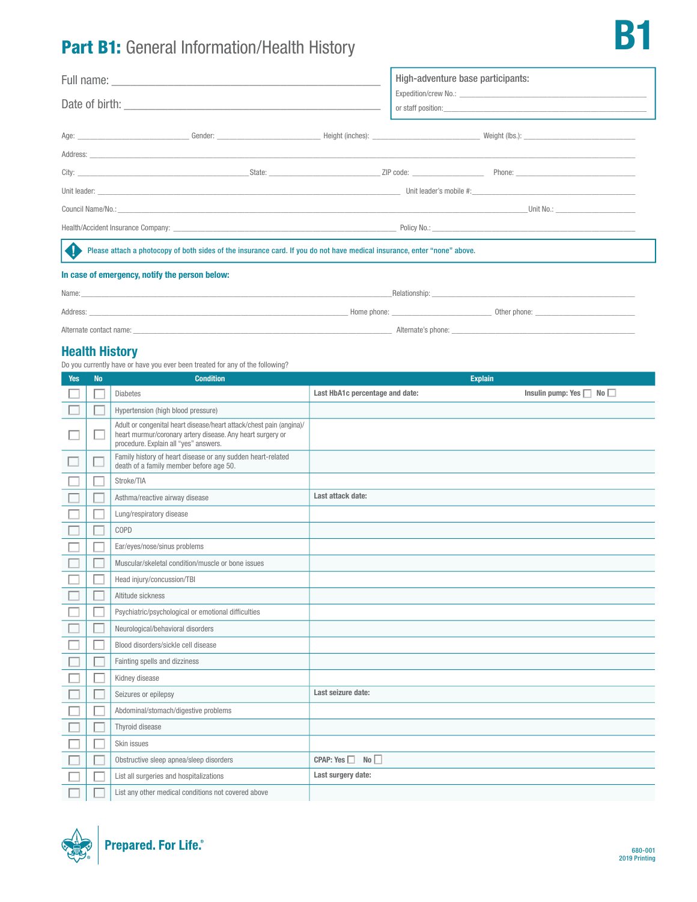# Part B1: General Information/Health History

**B1**

Full name: ______________________________

Date of birth: ______________________________

**High-adventure base participants:**

Expedition/crew No.: ______________________________

or staff position: ______________________________

Age: ________ Gender: ________ Height (inches): ________ Weight (lbs.): ________

Address: ______________________________

City: ________ State: ________ ZIP code: ________ Phone: ________

Unit leader: ________ Unit leader's mobile #: ________

Council Name/No.: ________ Unit No.: ________

Health/Accident Insurance Company: ________ Policy No.: ________

Please attach a photocopy of both sides of the insurance card. If you do not have medical insurance, enter "none" above.

**In case of emergency, notify the person below:**

Name: ________ Relationship: ________

Address: ________ Home phone: ________ Other phone: ________

Alternate contact name: ________ Alternate's phone: ________

## Health History

Do you currently have or have you ever been treated for any of the following?

| Yes | No | Condition | Explain |
|---|---|---|---|
| ☐ | ☐ | Diabetes | **Last HbA1c percentage and date:** **Insulin pump: Yes** ☐ **No** ☐ |
| ☐ | ☐ | Hypertension (high blood pressure) | |
| ☐ | ☐ | Adult or congenital heart disease/heart attack/chest pain (angina)/heart murmur/coronary artery disease. Any heart surgery or procedure. Explain all "yes" answers. | |
| ☐ | ☐ | Family history of heart disease or any sudden heart-related death of a family member before age 50. | |
| ☐ | ☐ | Stroke/TIA | |
| ☐ | ☐ | Asthma/reactive airway disease | **Last attack date:** |
| ☐ | ☐ | Lung/respiratory disease | |
| ☐ | ☐ | COPD | |
| ☐ | ☐ | Ear/eyes/nose/sinus problems | |
| ☐ | ☐ | Muscular/skeletal condition/muscle or bone issues | |
| ☐ | ☐ | Head injury/concussion/TBI | |
| ☐ | ☐ | Altitude sickness | |
| ☐ | ☐ | Psychiatric/psychological or emotional difficulties | |
| ☐ | ☐ | Neurological/behavioral disorders | |
| ☐ | ☐ | Blood disorders/sickle cell disease | |
| ☐ | ☐ | Fainting spells and dizziness | |
| ☐ | ☐ | Kidney disease | |
| ☐ | ☐ | Seizures or epilepsy | **Last seizure date:** |
| ☐ | ☐ | Abdominal/stomach/digestive problems | |
| ☐ | ☐ | Thyroid disease | |
| ☐ | ☐ | Skin issues | |
| ☐ | ☐ | Obstructive sleep apnea/sleep disorders | **CPAP: Yes** ☐ **No** ☐ |
| ☐ | ☐ | List all surgeries and hospitalizations | **Last surgery date:** |
| ☐ | ☐ | List any other medical conditions not covered above | |

Prepared. For Life.®

680-001
2019 Printing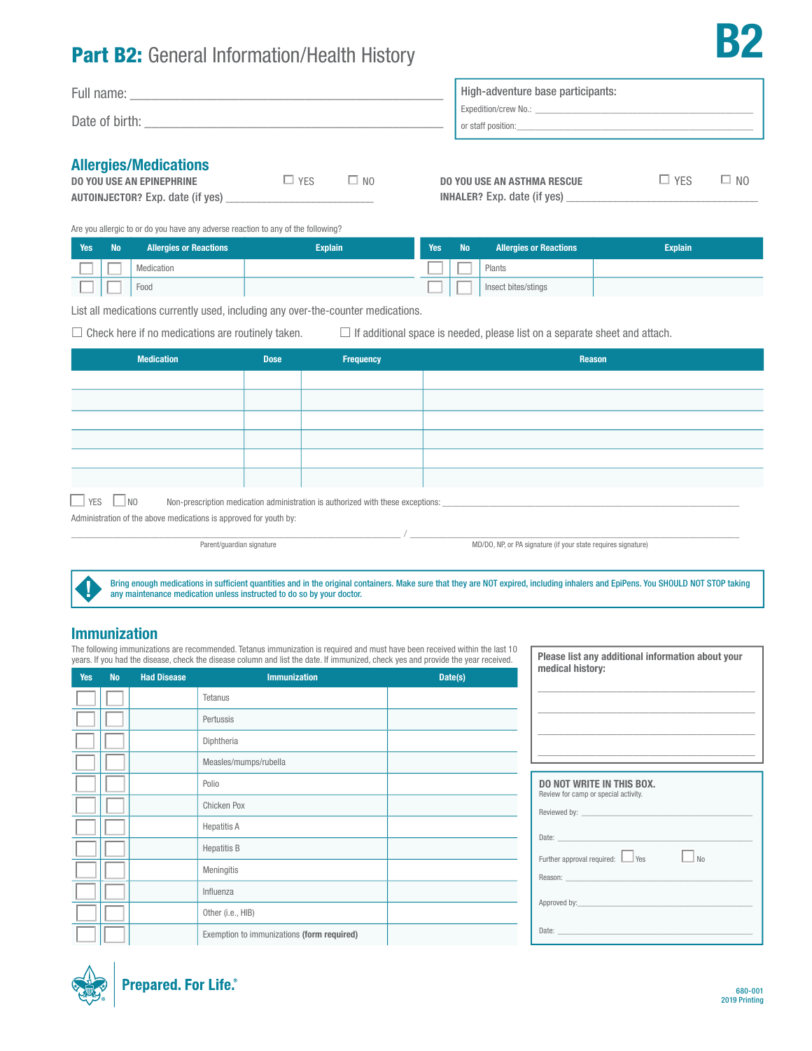# Part B2: General Information/Health History

B2

Full name: ___________________________________________

Date of birth: ________________________________________

**High-adventure base participants:**

Expedition/crew No.: ___________________________________

or staff position: ______________________________________

## Allergies/Medications

**DO YOU USE AN EPINEPHRINE AUTOINJECTOR?** Exp. date (if yes) ______________________ ☐ YES ☐ NO

**DO YOU USE AN ASTHMA RESCUE INHALER?** Exp. date (if yes) ______________________ ☐ YES ☐ NO

Are you allergic to or do you have any adverse reaction to any of the following?

| Yes | No | Allergies or Reactions | Explain | Yes | No | Allergies or Reactions | Explain |
|---|---|---|---|---|---|---|---|
| ☐ | ☐ | Medication | | ☐ | ☐ | Plants | |
| ☐ | ☐ | Food | | ☐ | ☐ | Insect bites/stings | |

List all medications currently used, including any over-the-counter medications.

☐ Check here if no medications are routinely taken. ☐ If additional space is needed, please list on a separate sheet and attach.

| Medication | Dose | Frequency | Reason |
|---|---|---|---|
| | | | |
| | | | |
| | | | |
| | | | |
| | | | |
| | | | |

☐ YES ☐ NO Non-prescription medication administration is authorized with these exceptions: ______________________________

Administration of the above medications is approved for youth by:

______________________________ / ______________________________

Parent/guardian signature MD/DO, NP, or PA signature (if your state requires signature)

**Bring enough medications in sufficient quantities and in the original containers. Make sure that they are NOT expired, including inhalers and EpiPens. You SHOULD NOT STOP taking any maintenance medication unless instructed to do so by your doctor.**

## Immunization

The following immunizations are recommended. Tetanus immunization is required and must have been received within the last 10 years. If you had the disease, check the disease column and list the date. If immunized, check yes and provide the year received.

| Yes | No | Had Disease | Immunization | Date(s) |
|---|---|---|---|---|
| ☐ | ☐ | | Tetanus | |
| ☐ | ☐ | | Pertussis | |
| ☐ | ☐ | | Diphtheria | |
| ☐ | ☐ | | Measles/mumps/rubella | |
| ☐ | ☐ | | Polio | |
| ☐ | ☐ | | Chicken Pox | |
| ☐ | ☐ | | Hepatitis A | |
| ☐ | ☐ | | Hepatitis B | |
| ☐ | ☐ | | Meningitis | |
| ☐ | ☐ | | Influenza | |
| ☐ | ☐ | | Other (i.e., HIB) | |
| ☐ | ☐ | | Exemption to immunizations **(form required)** | |

**Please list any additional information about your medical history:**

______________________________

______________________________

______________________________

______________________________

**DO NOT WRITE IN THIS BOX.**

Review for camp or special activity.

Reviewed by: ______________________________

Date: ______________________________

Further approval required: ☐ Yes ☐ No

Reason: ______________________________

Approved by: ______________________________

Date: ______________________________

Prepared. For Life.®

680-001
2019 Printing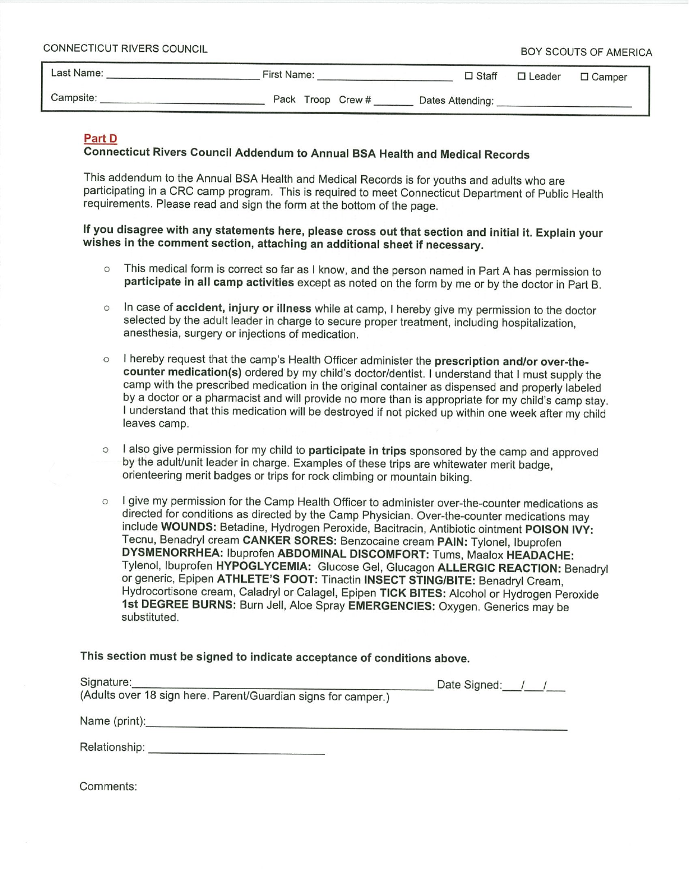CONNECTICUT RIVERS COUNCIL | BOY SCOUTS OF AMERICA

| | | |
|---|---|---|
| Last Name: ____________ | First Name: ____________ | ☐ Staff ☐ Leader ☐ Camper |
| Campsite: ____________ | Pack Troop Crew # ______ | Dates Attending: ____________ |

## Part D

### Connecticut Rivers Council Addendum to Annual BSA Health and Medical Records

This addendum to the Annual BSA Health and Medical Records is for youths and adults who are participating in a CRC camp program. This is required to meet Connecticut Department of Public Health requirements. Please read and sign the form at the bottom of the page.

**If you disagree with any statements here, please cross out that section and initial it. Explain your wishes in the comment section, attaching an additional sheet if necessary.**

- This medical form is correct so far as I know, and the person named in Part A has permission to **participate in all camp activities** except as noted on the form by me or by the doctor in Part B.
- In case of **accident, injury or illness** while at camp, I hereby give my permission to the doctor selected by the adult leader in charge to secure proper treatment, including hospitalization, anesthesia, surgery or injections of medication.
- I hereby request that the camp's Health Officer administer the **prescription and/or over-the-counter medication(s)** ordered by my child's doctor/dentist. I understand that I must supply the camp with the prescribed medication in the original container as dispensed and properly labeled by a doctor or a pharmacist and will provide no more than is appropriate for my child's camp stay. I understand that this medication will be destroyed if not picked up within one week after my child leaves camp.
- I also give permission for my child to **participate in trips** sponsored by the camp and approved by the adult/unit leader in charge. Examples of these trips are whitewater merit badge, orienteering merit badges or trips for rock climbing or mountain biking.
- I give my permission for the Camp Health Officer to administer over-the-counter medications as directed for conditions as directed by the Camp Physician. Over-the-counter medications may include **WOUNDS:** Betadine, Hydrogen Peroxide, Bacitracin, Antibiotic ointment **POISON IVY:** Tecnu, Benadryl cream **CANKER SORES:** Benzocaine cream **PAIN:** Tylonel, Ibuprofen **DYSMENORRHEA:** Ibuprofen **ABDOMINAL DISCOMFORT:** Tums, Maalox **HEADACHE:** Tylenol, Ibuprofen **HYPOGLYCEMIA:** Glucose Gel, Glucagon **ALLERGIC REACTION:** Benadryl or generic, Epipen **ATHLETE'S FOOT:** Tinactin **INSECT STING/BITE:** Benadryl Cream, Hydrocortisone cream, Caladryl or Calagel, Epipen **TICK BITES:** Alcohol or Hydrogen Peroxide **1st DEGREE BURNS:** Burn Jell, Aloe Spray **EMERGENCIES:** Oxygen. Generics may be substituted.

**This section must be signed to indicate acceptance of conditions above.**

Signature: ________________________________ Date Signed: ___/___/___
(Adults over 18 sign here. Parent/Guardian signs for camper.)

Name (print): ________________________________

Relationship: ____________________

Comments: